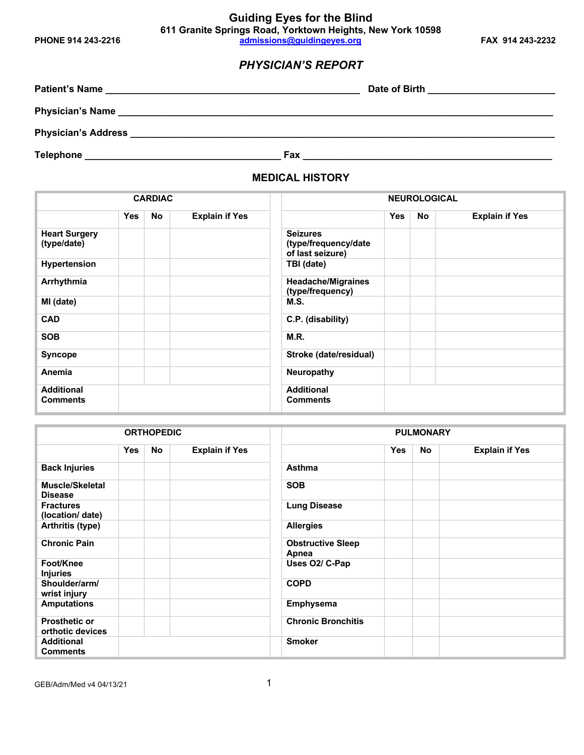# Guiding Eyes for the Blind

611 Granite Springs Road, Yorktown Heights, New York 10598

PHONE 914 243-2216 — admissions@guidingeyes.org — FAX 914 243-2232

## *PHYSICIAN'S REPORT*

**Patient's Name** ______________________________ **Date of Birth** ____________________

**Physician's Name** ______________________________________________

**Physician's Address** ______________________________________________

**Telephone** ______________________ **Fax** ______________________________

## MEDICAL HISTORY

| CARDIAC | | | |
|---|---|---|---|
| | Yes | No | Explain if Yes |
| Heart Surgery (type/date) | | | |
| Hypertension | | | |
| Arrhythmia | | | |
| MI (date) | | | |
| CAD | | | |
| SOB | | | |
| Syncope | | | |
| Anemia | | | |
| Additional Comments | | | |

| NEUROLOGICAL | | | |
|---|---|---|---|
| | Yes | No | Explain if Yes |
| Seizures (type/frequency/date of last seizure) | | | |
| TBI (date) | | | |
| Headache/Migraines (type/frequency) | | | |
| M.S. | | | |
| C.P. (disability) | | | |
| M.R. | | | |
| Stroke (date/residual) | | | |
| Neuropathy | | | |
| Additional Comments | | | |

| ORTHOPEDIC | | | |
|---|---|---|---|
| | Yes | No | Explain if Yes |
| Back Injuries | | | |
| Muscle/Skeletal Disease | | | |
| Fractures (location/ date) | | | |
| Arthritis (type) | | | |
| Chronic Pain | | | |
| Foot/Knee Injuries | | | |
| Shoulder/arm/ wrist injury | | | |
| Amputations | | | |
| Prosthetic or orthotic devices | | | |
| Additional Comments | | | |

| PULMONARY | | | |
|---|---|---|---|
| | Yes | No | Explain if Yes |
| Asthma | | | |
| SOB | | | |
| Lung Disease | | | |
| Allergies | | | |
| Obstructive Sleep Apnea | | | |
| Uses O2/ C-Pap | | | |
| COPD | | | |
| Emphysema | | | |
| Chronic Bronchitis | | | |
| Smoker | | | |

GEB/Adm/Med v4 04/13/21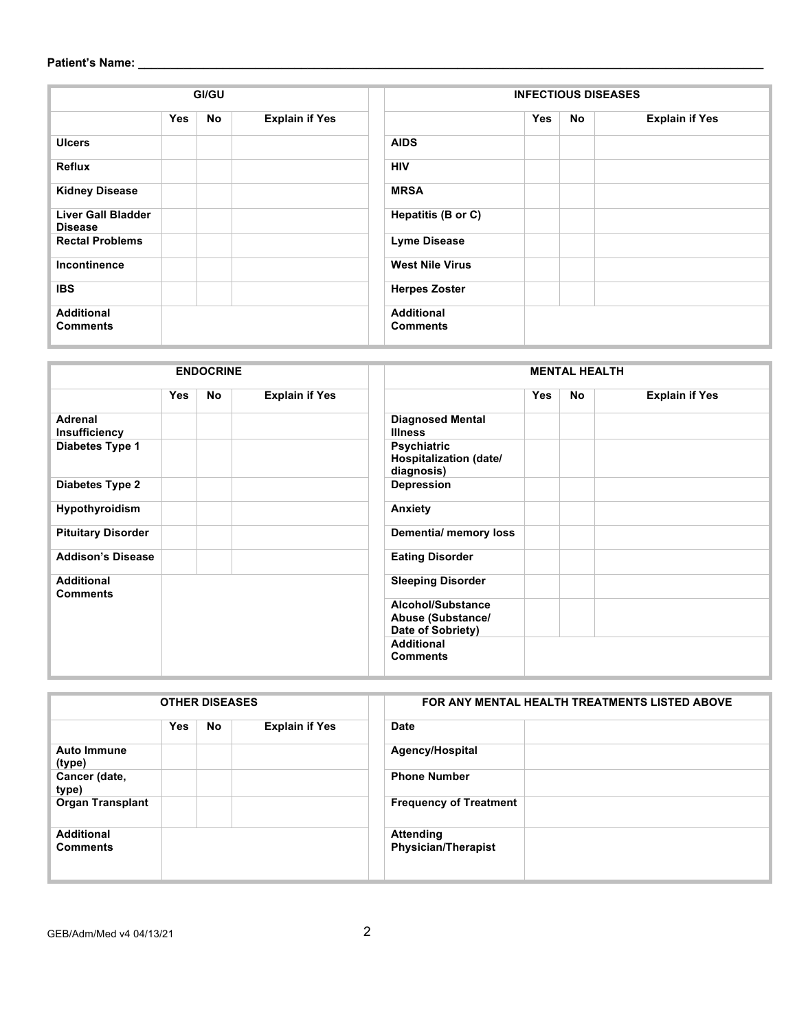**Patient's Name:** ___________________________________________________________________

| GI/GU | | | |
|---|---|---|---|
| | **Yes** | **No** | **Explain if Yes** |
| **Ulcers** | | | |
| **Reflux** | | | |
| **Kidney Disease** | | | |
| **Liver Gall Bladder Disease** | | | |
| **Rectal Problems** | | | |
| **Incontinence** | | | |
| **IBS** | | | |
| **Additional Comments** | | | |

| INFECTIOUS DISEASES | | | |
|---|---|---|---|
| | **Yes** | **No** | **Explain if Yes** |
| **AIDS** | | | |
| **HIV** | | | |
| **MRSA** | | | |
| **Hepatitis (B or C)** | | | |
| **Lyme Disease** | | | |
| **West Nile Virus** | | | |
| **Herpes Zoster** | | | |
| **Additional Comments** | | | |

| ENDOCRINE | | | |
|---|---|---|---|
| | **Yes** | **No** | **Explain if Yes** |
| **Adrenal Insufficiency** | | | |
| **Diabetes Type 1** | | | |
| **Diabetes Type 2** | | | |
| **Hypothyroidism** | | | |
| **Pituitary Disorder** | | | |
| **Addison's Disease** | | | |
| **Additional Comments** | | | |

| MENTAL HEALTH | | | |
|---|---|---|---|
| | **Yes** | **No** | **Explain if Yes** |
| **Diagnosed Mental Illness** | | | |
| **Psychiatric Hospitalization (date/ diagnosis)** | | | |
| **Depression** | | | |
| **Anxiety** | | | |
| **Dementia/ memory loss** | | | |
| **Eating Disorder** | | | |
| **Sleeping Disorder** | | | |
| **Alcohol/Substance Abuse (Substance/ Date of Sobriety)** | | | |
| **Additional Comments** | | | |

| OTHER DISEASES | | | |
|---|---|---|---|
| | **Yes** | **No** | **Explain if Yes** |
| **Auto Immune (type)** | | | |
| **Cancer (date, type)** | | | |
| **Organ Transplant** | | | |
| **Additional Comments** | | | |

| FOR ANY MENTAL HEALTH TREATMENTS LISTED ABOVE | |
|---|---|
| **Date** | |
| **Agency/Hospital** | |
| **Phone Number** | |
| **Frequency of Treatment** | |
| **Attending Physician/Therapist** | |

GEB/Adm/Med v4 04/13/21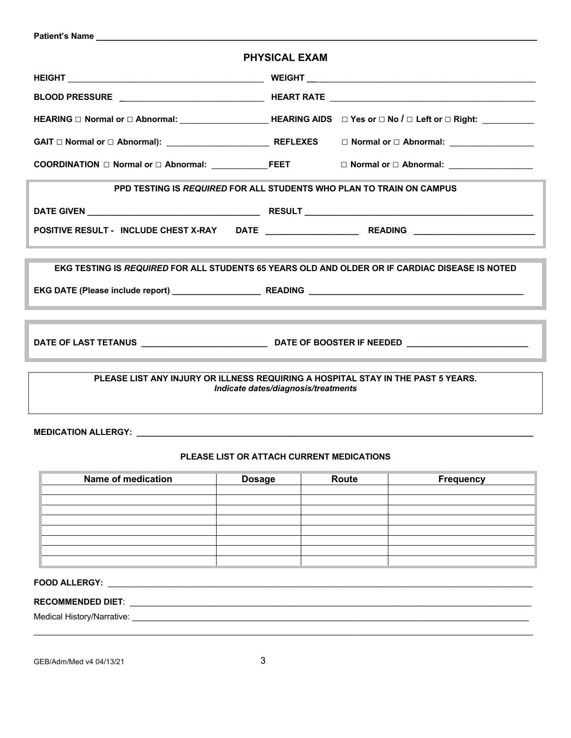**Patient's Name** ____________________________________________

## PHYSICAL EXAM

**HEIGHT** ______________________ **WEIGHT** ______________________

**BLOOD PRESSURE** ______________________ **HEART RATE** ______________________

**HEARING** □ **Normal or** □ **Abnormal:** ______________ **HEARING AIDS** □ **Yes or** □ **No** / □ **Left or** □ **Right:** __________

**GAIT** □ **Normal or** □ **Abnormal):** ______________ **REFLEXES** □ **Normal or** □ **Abnormal:** ______________

**COORDINATION** □ **Normal or** □ **Abnormal:** __________ **FEET** □ **Normal or** □ **Abnormal:** ______________

**PPD TESTING IS *REQUIRED* FOR ALL STUDENTS WHO PLAN TO TRAIN ON CAMPUS**

**DATE GIVEN** ______________________ **RESULT** ______________________

**POSITIVE RESULT - INCLUDE CHEST X-RAY** **DATE** ______________ **READING** ______________

**EKG TESTING IS *REQUIRED* FOR ALL STUDENTS 65 YEARS OLD AND OLDER OR IF CARDIAC DISEASE IS NOTED**

**EKG DATE (Please include report)** ______________ **READING** ______________________

**DATE OF LAST TETANUS** ______________________ **DATE OF BOOSTER IF NEEDED** ______________________

**PLEASE LIST ANY INJURY OR ILLNESS REQUIRING A HOSPITAL STAY IN THE PAST 5 YEARS.**
***Indicate dates/diagnosis/treatments***

**MEDICATION ALLERGY:** ____________________________________________

**PLEASE LIST OR ATTACH CURRENT MEDICATIONS**

| Name of medication | Dosage | Route | Frequency |
|---|---|---|---|
| | | | |
| | | | |
| | | | |
| | | | |
| | | | |
| | | | |
| | | | |
| | | | |

**FOOD ALLERGY:** ____________________________________________

**RECOMMENDED DIET**: ____________________________________________

Medical History/Narrative: ____________________________________________

____________________________________________________________________

GEB/Adm/Med v4 04/13/21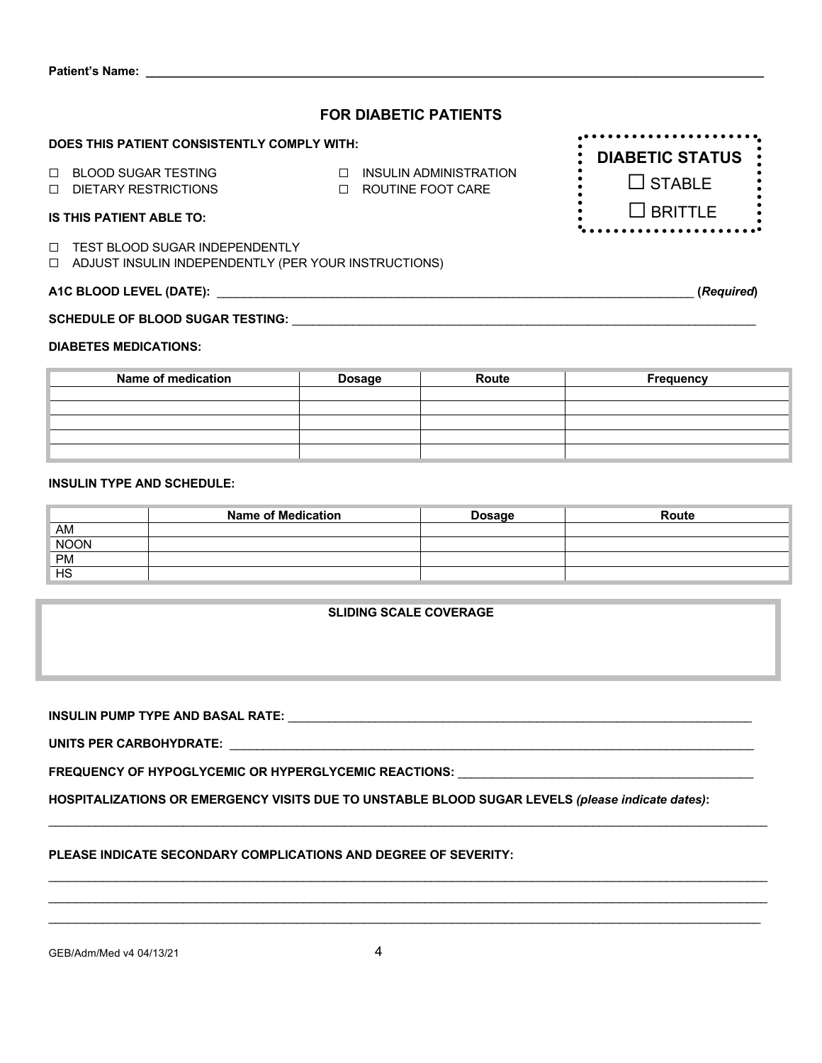**Patient's Name:** ______________________________________________________________________________

## FOR DIABETIC PATIENTS

**DOES THIS PATIENT CONSISTENTLY COMPLY WITH:**

☐ BLOOD SUGAR TESTING
☐ INSULIN ADMINISTRATION
☐ DIETARY RESTRICTIONS
☐ ROUTINE FOOT CARE

**DIABETIC STATUS**

☐ STABLE

☐ BRITTLE

**IS THIS PATIENT ABLE TO:**

☐ TEST BLOOD SUGAR INDEPENDENTLY
☐ ADJUST INSULIN INDEPENDENTLY (PER YOUR INSTRUCTIONS)

**A1C BLOOD LEVEL (DATE):** ____________________________________________________________ (***Required***)

**SCHEDULE OF BLOOD SUGAR TESTING:** ____________________________________________________________

**DIABETES MEDICATIONS:**

| Name of medication | Dosage | Route | Frequency |
|---|---|---|---|
| | | | |
| | | | |
| | | | |
| | | | |
| | | | |

**INSULIN TYPE AND SCHEDULE:**

| | Name of Medication | Dosage | Route |
|---|---|---|---|
| AM | | | |
| NOON | | | |
| PM | | | |
| HS | | | |

**SLIDING SCALE COVERAGE**

**INSULIN PUMP TYPE AND BASAL RATE:** ____________________________________________________________

**UNITS PER CARBOHYDRATE:** ____________________________________________________________

**FREQUENCY OF HYPOGLYCEMIC OR HYPERGLYCEMIC REACTIONS:** ____________________________________________

**HOSPITALIZATIONS OR EMERGENCY VISITS DUE TO UNSTABLE BLOOD SUGAR LEVELS** ***(please indicate dates)*****:**

______________________________________________________________________________________________

**PLEASE INDICATE SECONDARY COMPLICATIONS AND DEGREE OF SEVERITY:**

______________________________________________________________________________________________

______________________________________________________________________________________________

______________________________________________________________________________________________

GEB/Adm/Med v4 04/13/21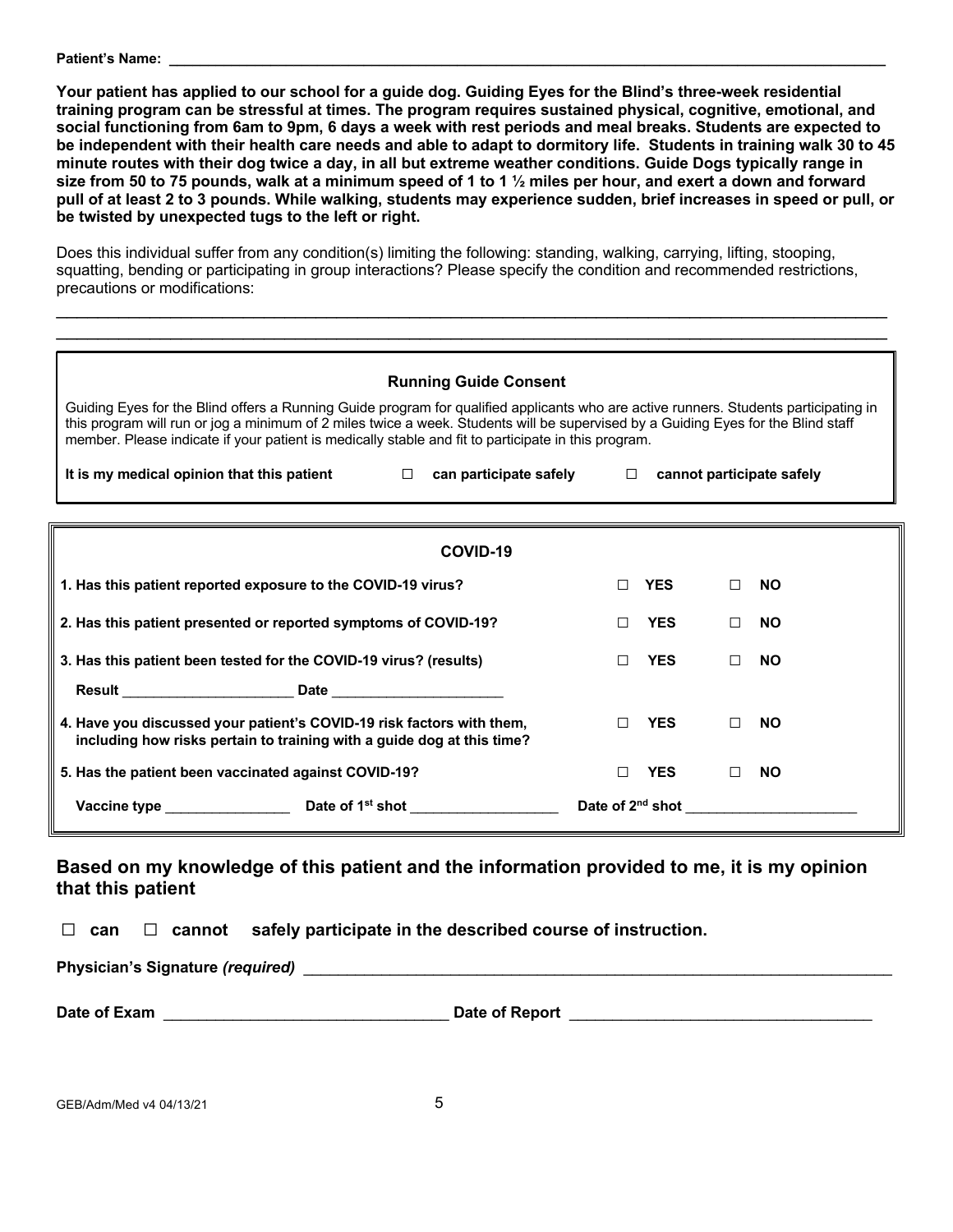**Patient's Name: ____________________________________________________________________________**

**Your patient has applied to our school for a guide dog. Guiding Eyes for the Blind's three-week residential training program can be stressful at times. The program requires sustained physical, cognitive, emotional, and social functioning from 6am to 9pm, 6 days a week with rest periods and meal breaks. Students are expected to be independent with their health care needs and able to adapt to dormitory life. Students in training walk 30 to 45 minute routes with their dog twice a day, in all but extreme weather conditions. Guide Dogs typically range in size from 50 to 75 pounds, walk at a minimum speed of 1 to 1 ½ miles per hour, and exert a down and forward pull of at least 2 to 3 pounds. While walking, students may experience sudden, brief increases in speed or pull, or be twisted by unexpected tugs to the left or right.**

Does this individual suffer from any condition(s) limiting the following: standing, walking, carrying, lifting, stooping, squatting, bending or participating in group interactions? Please specify the condition and recommended restrictions, precautions or modifications:

______________________________________________________________________________________

______________________________________________________________________________________

### Running Guide Consent

Guiding Eyes for the Blind offers a Running Guide program for qualified applicants who are active runners. Students participating in this program will run or jog a minimum of 2 miles twice a week. Students will be supervised by a Guiding Eyes for the Blind staff member. Please indicate if your patient is medically stable and fit to participate in this program.

**It is my medical opinion that this patient** ☐ **can participate safely** ☐ **cannot participate safely**

### COVID-19

| | | |
|---|---|---|
| **1. Has this patient reported exposure to the COVID-19 virus?** | ☐ **YES** | ☐ **NO** |
| **2. Has this patient presented or reported symptoms of COVID-19?** | ☐ **YES** | ☐ **NO** |
| **3. Has this patient been tested for the COVID-19 virus? (results)** | ☐ **YES** | ☐ **NO** |
| **Result** _____________________ **Date** _____________________ | | |
| **4. Have you discussed your patient's COVID-19 risk factors with them, including how risks pertain to training with a guide dog at this time?** | ☐ **YES** | ☐ **NO** |
| **5. Has the patient been vaccinated against COVID-19?** | ☐ **YES** | ☐ **NO** |
| **Vaccine type** _______________ **Date of 1st shot** __________________ | **Date of 2nd shot** _____________________ | |

### Based on my knowledge of this patient and the information provided to me, it is my opinion that this patient

☐ **can** ☐ **cannot** **safely participate in the described course of instruction.**

**Physician's Signature** ***(required)*** ____________________________________________________________

**Date of Exam** ________________________________ **Date of Report** __________________________________

GEB/Adm/Med v4 04/13/21